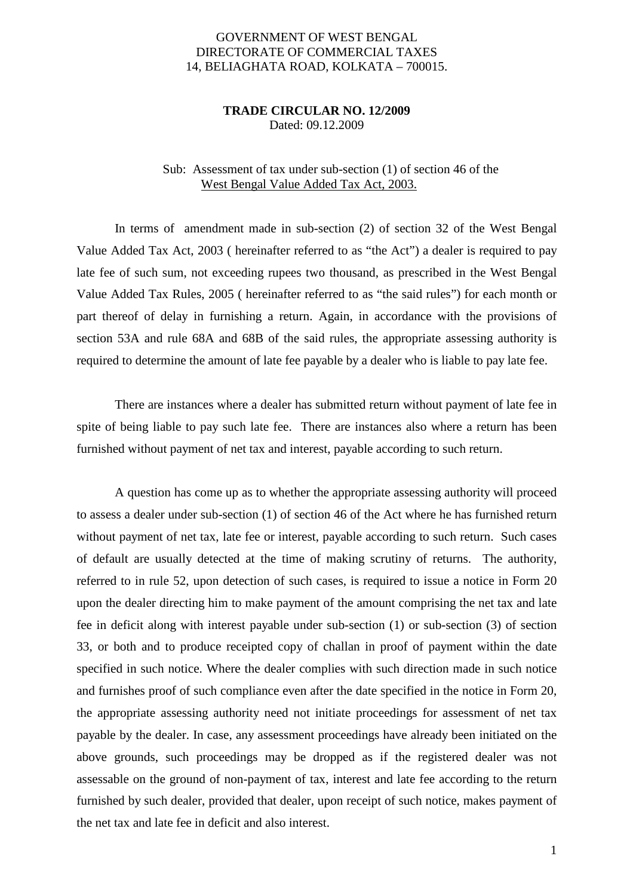GOVERNMENT OF WEST BENGAL
DIRECTORATE OF COMMERCIAL TAXES
14, BELIAGHATA ROAD, KOLKATA – 700015.

**TRADE CIRCULAR NO. 12/2009**
Dated: 09.12.2009

Sub: Assessment of tax under sub-section (1) of section 46 of the West Bengal Value Added Tax Act, 2003.

In terms of amendment made in sub-section (2) of section 32 of the West Bengal Value Added Tax Act, 2003 ( hereinafter referred to as "the Act") a dealer is required to pay late fee of such sum, not exceeding rupees two thousand, as prescribed in the West Bengal Value Added Tax Rules, 2005 ( hereinafter referred to as "the said rules") for each month or part thereof of delay in furnishing a return. Again, in accordance with the provisions of section 53A and rule 68A and 68B of the said rules, the appropriate assessing authority is required to determine the amount of late fee payable by a dealer who is liable to pay late fee.

There are instances where a dealer has submitted return without payment of late fee in spite of being liable to pay such late fee. There are instances also where a return has been furnished without payment of net tax and interest, payable according to such return.

A question has come up as to whether the appropriate assessing authority will proceed to assess a dealer under sub-section (1) of section 46 of the Act where he has furnished return without payment of net tax, late fee or interest, payable according to such return. Such cases of default are usually detected at the time of making scrutiny of returns. The authority, referred to in rule 52, upon detection of such cases, is required to issue a notice in Form 20 upon the dealer directing him to make payment of the amount comprising the net tax and late fee in deficit along with interest payable under sub-section (1) or sub-section (3) of section 33, or both and to produce receipted copy of challan in proof of payment within the date specified in such notice. Where the dealer complies with such direction made in such notice and furnishes proof of such compliance even after the date specified in the notice in Form 20, the appropriate assessing authority need not initiate proceedings for assessment of net tax payable by the dealer. In case, any assessment proceedings have already been initiated on the above grounds, such proceedings may be dropped as if the registered dealer was not assessable on the ground of non-payment of tax, interest and late fee according to the return furnished by such dealer, provided that dealer, upon receipt of such notice, makes payment of the net tax and late fee in deficit and also interest.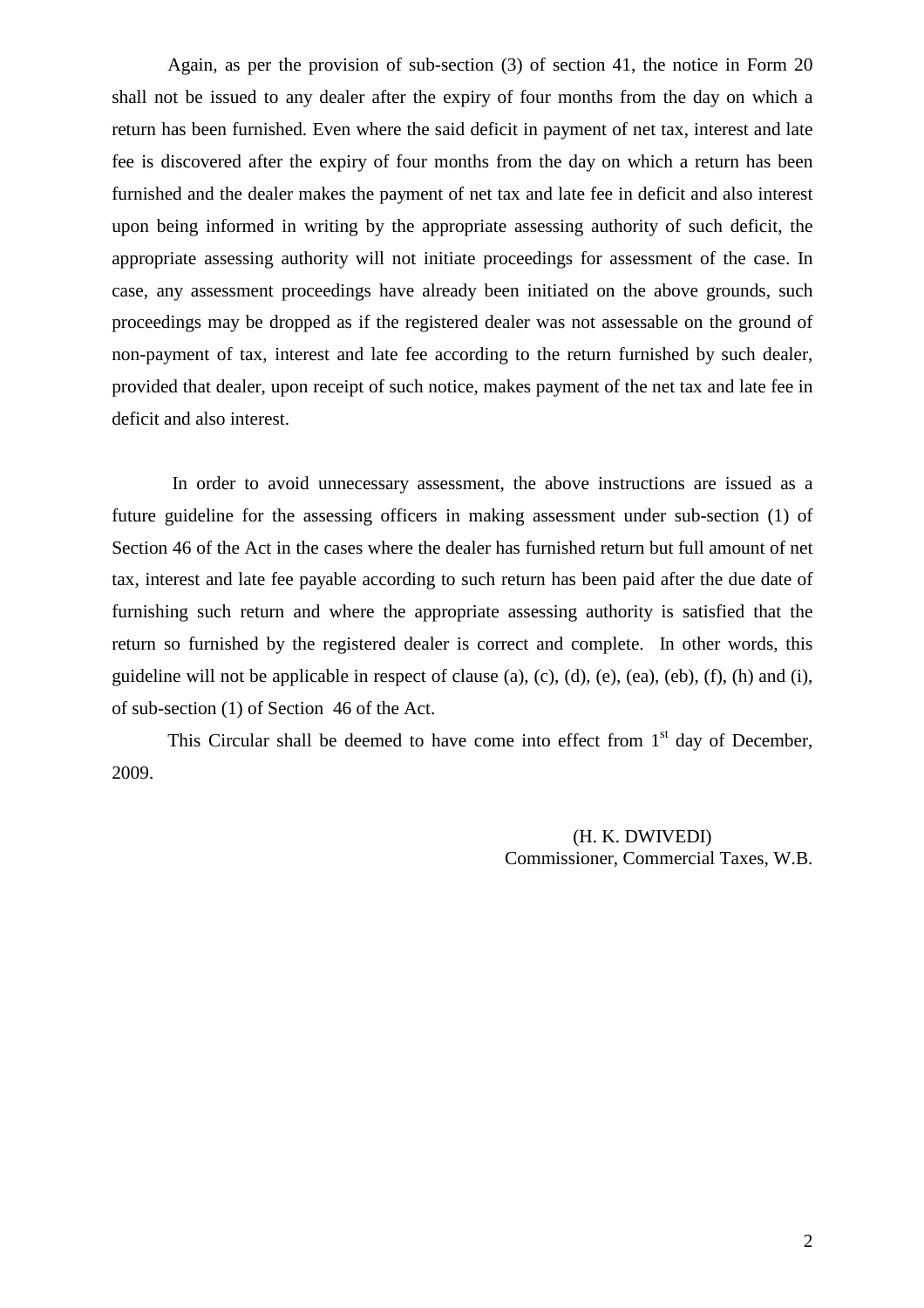Again, as per the provision of sub-section (3) of section 41, the notice in Form 20 shall not be issued to any dealer after the expiry of four months from the day on which a return has been furnished. Even where the said deficit in payment of net tax, interest and late fee is discovered after the expiry of four months from the day on which a return has been furnished and the dealer makes the payment of net tax and late fee in deficit and also interest upon being informed in writing by the appropriate assessing authority of such deficit, the appropriate assessing authority will not initiate proceedings for assessment of the case. In case, any assessment proceedings have already been initiated on the above grounds, such proceedings may be dropped as if the registered dealer was not assessable on the ground of non-payment of tax, interest and late fee according to the return furnished by such dealer, provided that dealer, upon receipt of such notice, makes payment of the net tax and late fee in deficit and also interest.

In order to avoid unnecessary assessment, the above instructions are issued as a future guideline for the assessing officers in making assessment under sub-section (1) of Section 46 of the Act in the cases where the dealer has furnished return but full amount of net tax, interest and late fee payable according to such return has been paid after the due date of furnishing such return and where the appropriate assessing authority is satisfied that the return so furnished by the registered dealer is correct and complete. In other words, this guideline will not be applicable in respect of clause (a), (c), (d), (e), (ea), (eb), (f), (h) and (i), of sub-section (1) of Section 46 of the Act.

This Circular shall be deemed to have come into effect from 1st day of December, 2009.

(H. K. DWIVEDI)
Commissioner, Commercial Taxes, W.B.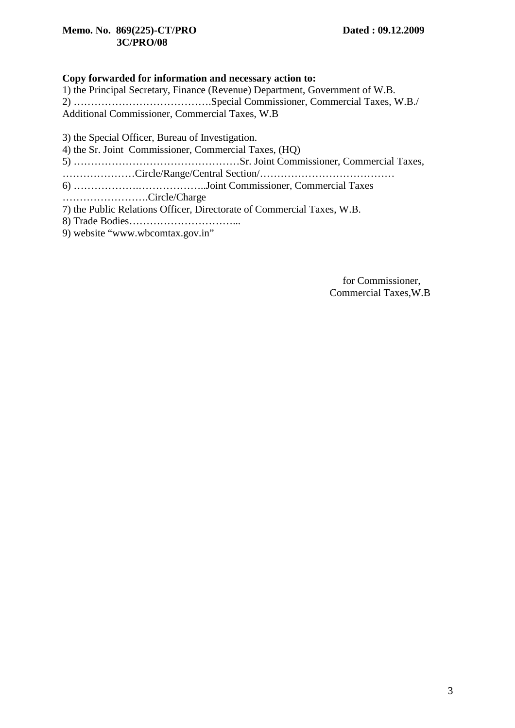**Memo. No. 869(225)-CT/PRO** **Dated : 09.12.2009**
**3C/PRO/08**

**Copy forwarded for information and necessary action to:**

1) the Principal Secretary, Finance (Revenue) Department, Government of W.B.
2) ………………………………….Special Commissioner, Commercial Taxes, W.B./ Additional Commissioner, Commercial Taxes, W.B

3) the Special Officer, Bureau of Investigation.
4) the Sr. Joint Commissioner, Commercial Taxes, (HQ)
5) …………………………………………Sr. Joint Commissioner, Commercial Taxes, …………………Circle/Range/Central Section/…………………………………
6) ……………….………………..Joint Commissioner, Commercial Taxes …………………….Circle/Charge
7) the Public Relations Officer, Directorate of Commercial Taxes, W.B.
8) Trade Bodies…………………………...
9) website "www.wbcomtax.gov.in"

for Commissioner,
Commercial Taxes,W.B